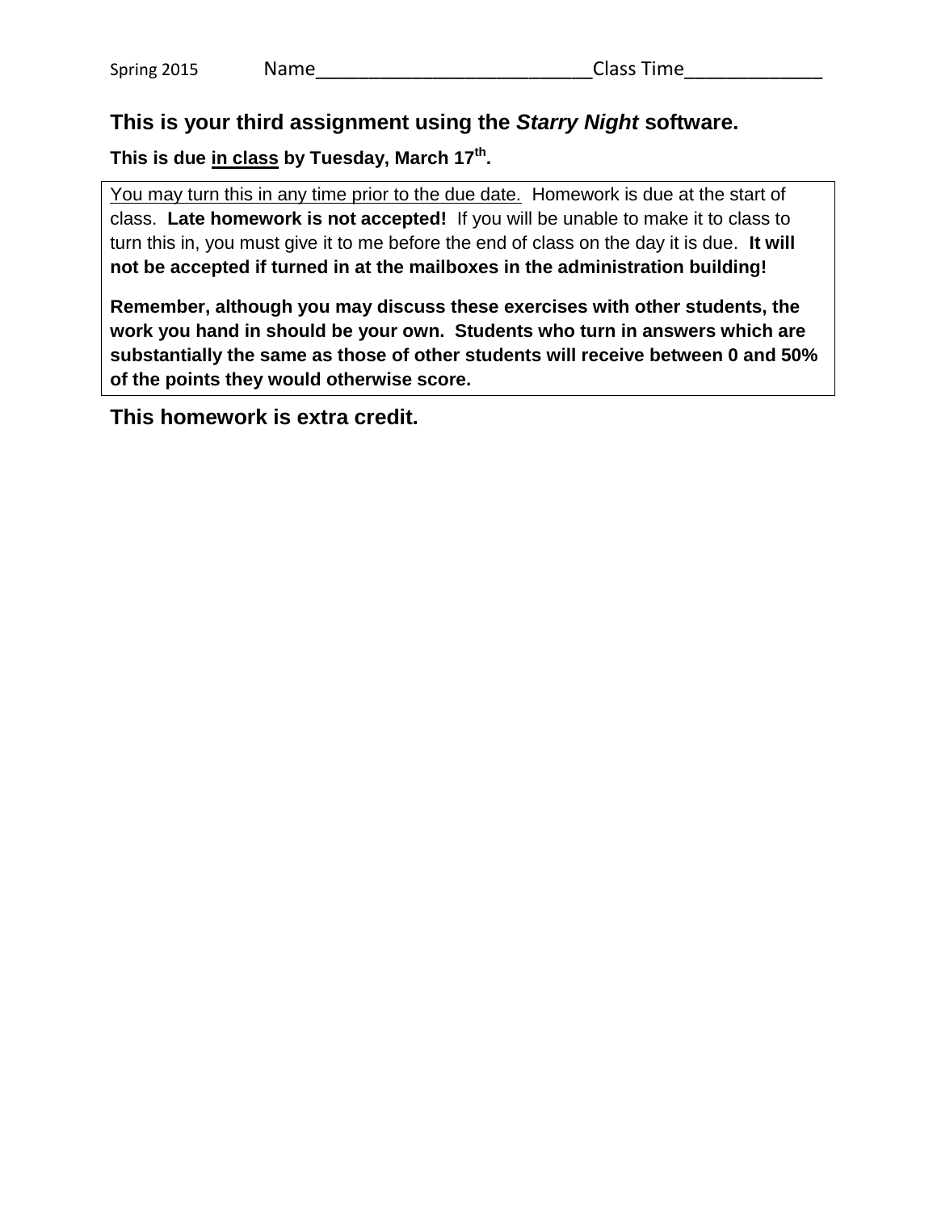Spring 2015 Name__________________________Class Time_____________

## This is your third assignment using the *Starry Night* software.

**This is due <u>in class</u> by Tuesday, March 17th.**

<u>You may turn this in any time prior to the due date.</u> Homework is due at the start of class. **Late homework is not accepted!** If you will be unable to make it to class to turn this in, you must give it to me before the end of class on the day it is due. **It will not be accepted if turned in at the mailboxes in the administration building!**

**Remember, although you may discuss these exercises with other students, the work you hand in should be your own. Students who turn in answers which are substantially the same as those of other students will receive between 0 and 50% of the points they would otherwise score.**

**This homework is extra credit.**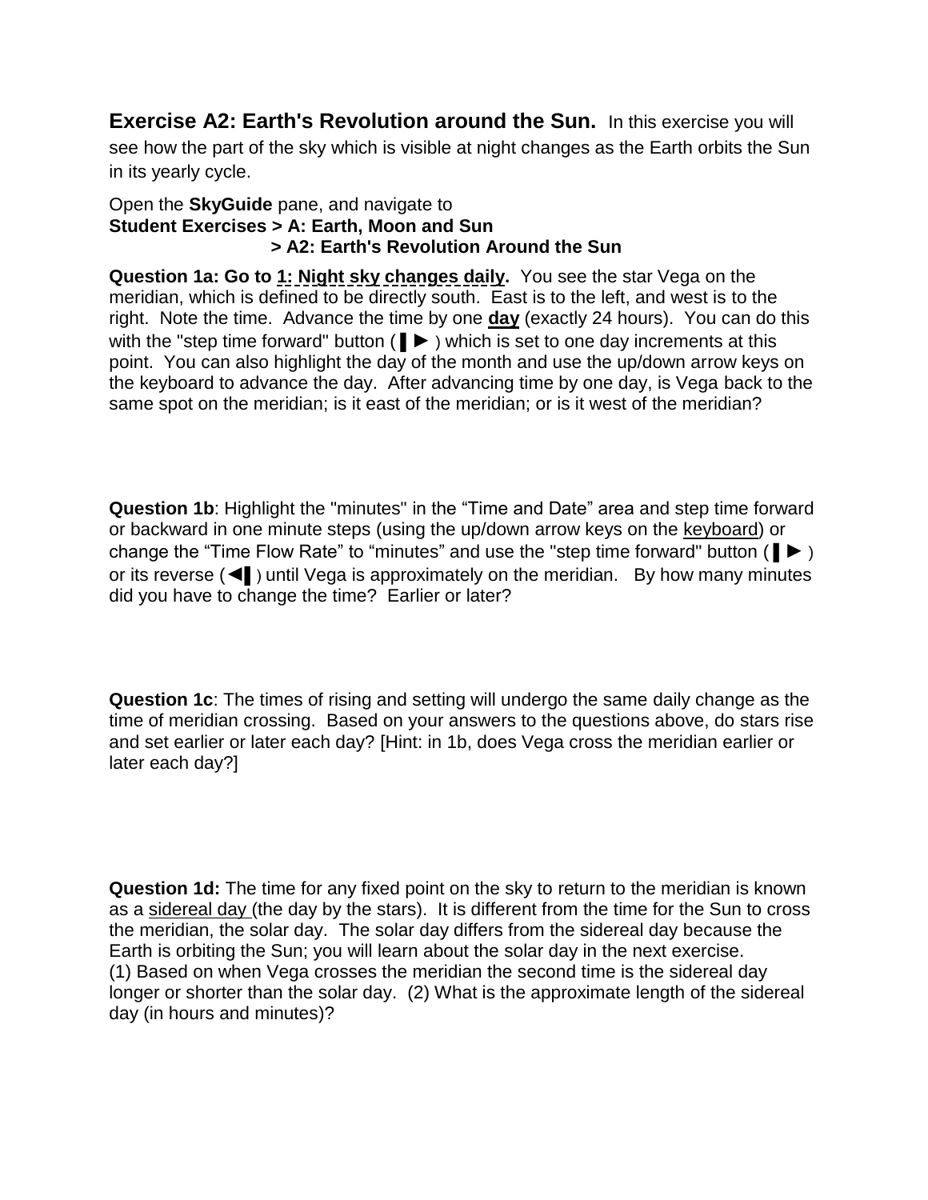**Exercise A2: Earth's Revolution around the Sun.** In this exercise you will see how the part of the sky which is visible at night changes as the Earth orbits the Sun in its yearly cycle.

Open the **SkyGuide** pane, and navigate to
**Student Exercises > A: Earth, Moon and Sun**
**> A2: Earth's Revolution Around the Sun**

**Question 1a: Go to 1: Night sky changes daily.** You see the star Vega on the meridian, which is defined to be directly south. East is to the left, and west is to the right. Note the time. Advance the time by one **day** (exactly 24 hours). You can do this with the "step time forward" button (▌► ) which is set to one day increments at this point. You can also highlight the day of the month and use the up/down arrow keys on the keyboard to advance the day. After advancing time by one day, is Vega back to the same spot on the meridian; is it east of the meridian; or is it west of the meridian?

**Question 1b**: Highlight the "minutes" in the "Time and Date" area and step time forward or backward in one minute steps (using the up/down arrow keys on the keyboard) or change the "Time Flow Rate" to "minutes" and use the "step time forward" button (▌► ) or its reverse (◄▌) until Vega is approximately on the meridian. By how many minutes did you have to change the time? Earlier or later?

**Question 1c**: The times of rising and setting will undergo the same daily change as the time of meridian crossing. Based on your answers to the questions above, do stars rise and set earlier or later each day? [Hint: in 1b, does Vega cross the meridian earlier or later each day?]

**Question 1d:** The time for any fixed point on the sky to return to the meridian is known as a sidereal day (the day by the stars). It is different from the time for the Sun to cross the meridian, the solar day. The solar day differs from the sidereal day because the Earth is orbiting the Sun; you will learn about the solar day in the next exercise.
(1) Based on when Vega crosses the meridian the second time is the sidereal day longer or shorter than the solar day. (2) What is the approximate length of the sidereal day (in hours and minutes)?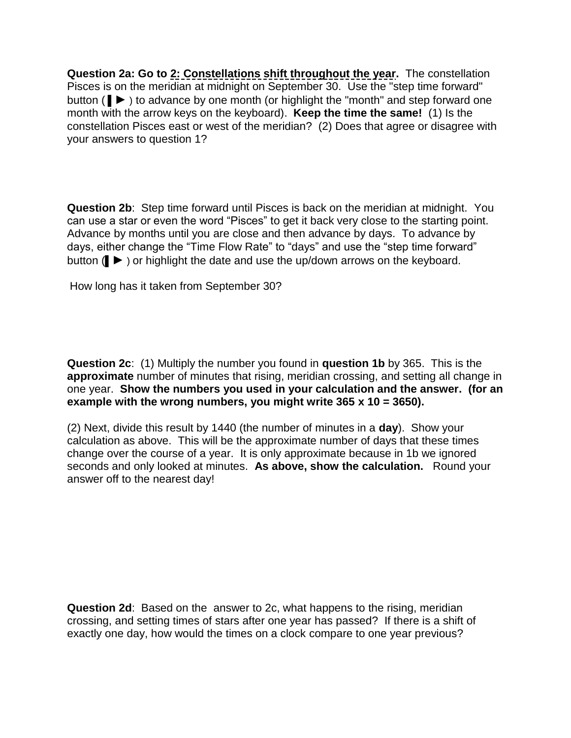**Question 2a: Go to 2: Constellations shift throughout the year.** The constellation Pisces is on the meridian at midnight on September 30. Use the "step time forward" button ( ▌► ) to advance by one month (or highlight the "month" and step forward one month with the arrow keys on the keyboard). **Keep the time the same!** (1) Is the constellation Pisces east or west of the meridian? (2) Does that agree or disagree with your answers to question 1?

**Question 2b**: Step time forward until Pisces is back on the meridian at midnight. You can use a star or even the word "Pisces" to get it back very close to the starting point. Advance by months until you are close and then advance by days. To advance by days, either change the "Time Flow Rate" to "days" and use the "step time forward" button (▌► ) or highlight the date and use the up/down arrows on the keyboard.

How long has it taken from September 30?

**Question 2c**: (1) Multiply the number you found in **question 1b** by 365. This is the **approximate** number of minutes that rising, meridian crossing, and setting all change in one year. **Show the numbers you used in your calculation and the answer. (for an example with the wrong numbers, you might write 365 x 10 = 3650).**

(2) Next, divide this result by 1440 (the number of minutes in a **day**). Show your calculation as above. This will be the approximate number of days that these times change over the course of a year. It is only approximate because in 1b we ignored seconds and only looked at minutes. **As above, show the calculation.** Round your answer off to the nearest day!

**Question 2d**: Based on the answer to 2c, what happens to the rising, meridian crossing, and setting times of stars after one year has passed? If there is a shift of exactly one day, how would the times on a clock compare to one year previous?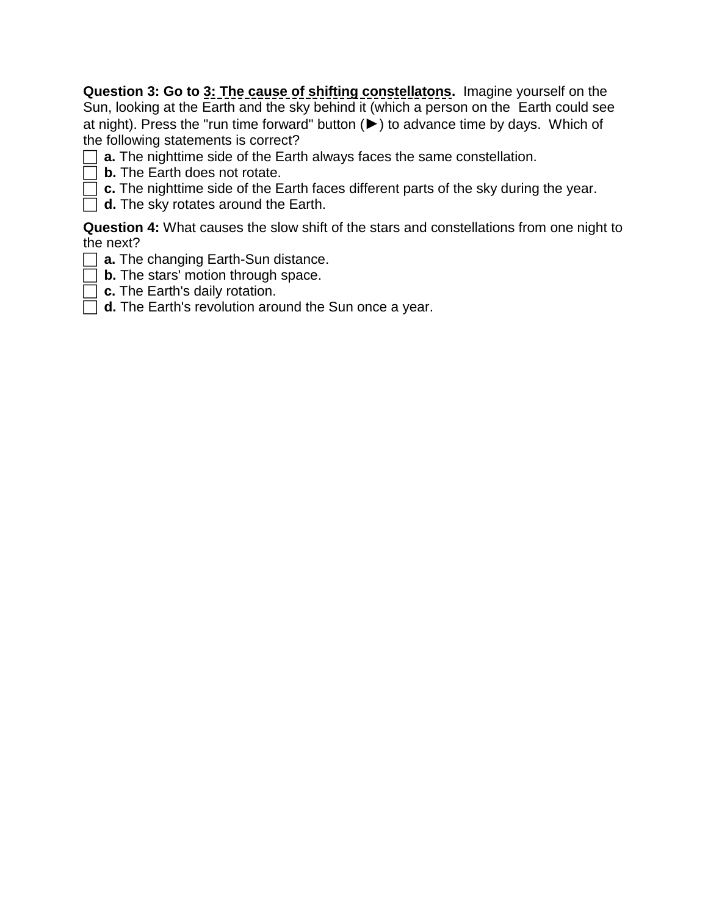**Question 3: Go to 3: The cause of shifting constellatons.** Imagine yourself on the Sun, looking at the Earth and the sky behind it (which a person on the Earth could see at night). Press the "run time forward" button (►) to advance time by days. Which of the following statements is correct?

- ☐ **a.** The nighttime side of the Earth always faces the same constellation.
- ☐ **b.** The Earth does not rotate.
- ☐ **c.** The nighttime side of the Earth faces different parts of the sky during the year.
- ☐ **d.** The sky rotates around the Earth.

**Question 4:** What causes the slow shift of the stars and constellations from one night to the next?

- ☐ **a.** The changing Earth-Sun distance.
- ☐ **b.** The stars' motion through space.
- ☐ **c.** The Earth's daily rotation.
- ☐ **d.** The Earth's revolution around the Sun once a year.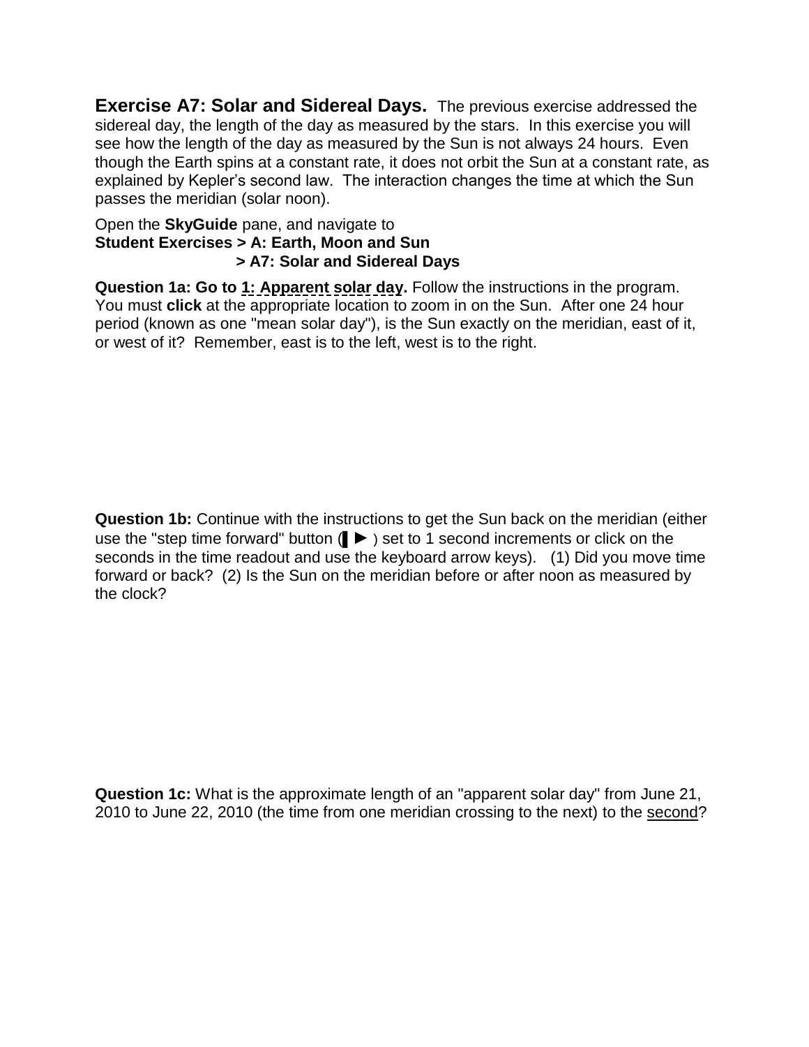**Exercise A7: Solar and Sidereal Days.** The previous exercise addressed the sidereal day, the length of the day as measured by the stars. In this exercise you will see how the length of the day as measured by the Sun is not always 24 hours. Even though the Earth spins at a constant rate, it does not orbit the Sun at a constant rate, as explained by Kepler's second law. The interaction changes the time at which the Sun passes the meridian (solar noon).

Open the **SkyGuide** pane, and navigate to
**Student Exercises > A: Earth, Moon and Sun**
**> A7: Solar and Sidereal Days**

**Question 1a: Go to 1: Apparent solar day.** Follow the instructions in the program. You must **click** at the appropriate location to zoom in on the Sun. After one 24 hour period (known as one "mean solar day"), is the Sun exactly on the meridian, east of it, or west of it? Remember, east is to the left, west is to the right.

**Question 1b:** Continue with the instructions to get the Sun back on the meridian (either use the "step time forward" button (❚ ► ) set to 1 second increments or click on the seconds in the time readout and use the keyboard arrow keys). (1) Did you move time forward or back? (2) Is the Sun on the meridian before or after noon as measured by the clock?

**Question 1c:** What is the approximate length of an "apparent solar day" from June 21, 2010 to June 22, 2010 (the time from one meridian crossing to the next) to the second?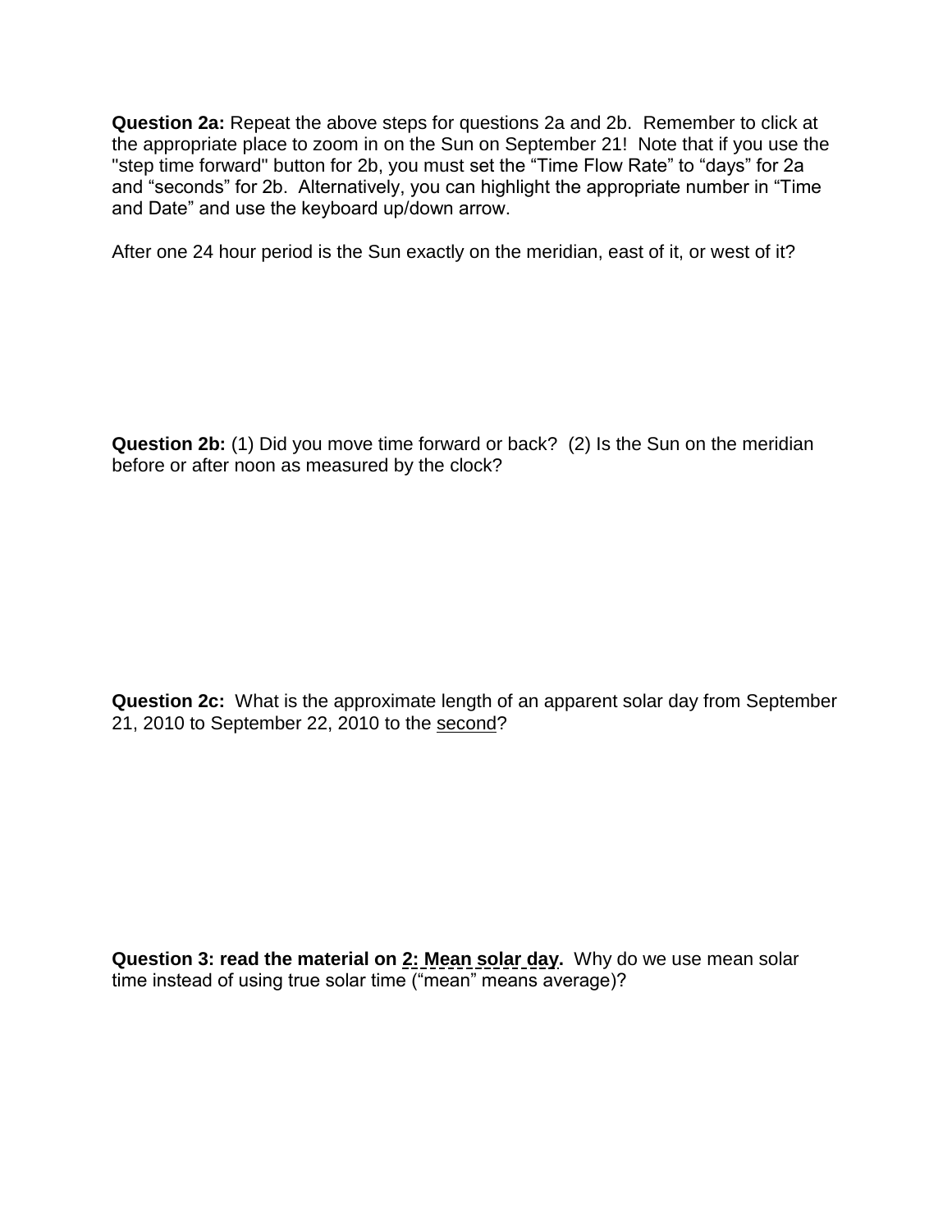**Question 2a:** Repeat the above steps for questions 2a and 2b. Remember to click at the appropriate place to zoom in on the Sun on September 21! Note that if you use the "step time forward" button for 2b, you must set the “Time Flow Rate” to “days” for 2a and “seconds” for 2b. Alternatively, you can highlight the appropriate number in “Time and Date” and use the keyboard up/down arrow.

After one 24 hour period is the Sun exactly on the meridian, east of it, or west of it?

**Question 2b:** (1) Did you move time forward or back? (2) Is the Sun on the meridian before or after noon as measured by the clock?

**Question 2c:** What is the approximate length of an apparent solar day from September 21, 2010 to September 22, 2010 to the <u>second</u>?

**Question 3: read the material on 2: Mean solar day.** Why do we use mean solar time instead of using true solar time (“mean” means average)?